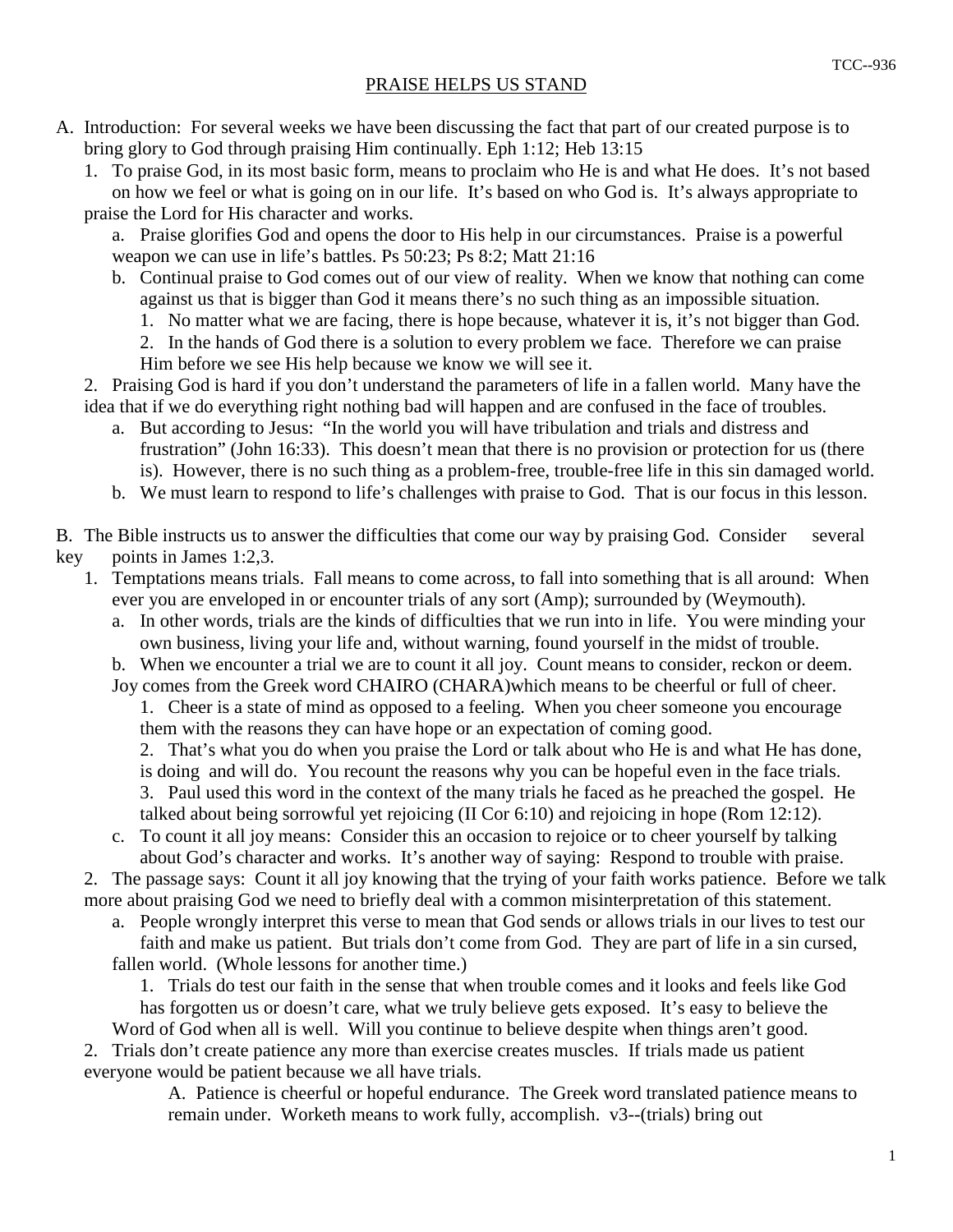## PRAISE HELPS US STAND

A. Introduction: For several weeks we have been discussing the fact that part of our created purpose is to bring glory to God through praising Him continually. Eph 1:12; Heb 13:15

1. To praise God, in its most basic form, means to proclaim who He is and what He does. It's not based on how we feel or what is going on in our life. It's based on who God is. It's always appropriate to praise the Lord for His character and works.
    a. Praise glorifies God and opens the door to His help in our circumstances. Praise is a powerful weapon we can use in life's battles. Ps 50:23; Ps 8:2; Matt 21:16
    b. Continual praise to God comes out of our view of reality. When we know that nothing can come against us that is bigger than God it means there's no such thing as an impossible situation.
        1. No matter what we are facing, there is hope because, whatever it is, it's not bigger than God.
        2. In the hands of God there is a solution to every problem we face. Therefore we can praise Him before we see His help because we know we will see it.
2. Praising God is hard if you don't understand the parameters of life in a fallen world. Many have the idea that if we do everything right nothing bad will happen and are confused in the face of troubles.
    a. But according to Jesus: "In the world you will have tribulation and trials and distress and frustration" (John 16:33). This doesn't mean that there is no provision or protection for us (there is). However, there is no such thing as a problem-free, trouble-free life in this sin damaged world.
    b. We must learn to respond to life's challenges with praise to God. That is our focus in this lesson.

B. The Bible instructs us to answer the difficulties that come our way by praising God. Consider several key points in James 1:2,3.

1. Temptations means trials. Fall means to come across, to fall into something that is all around: When ever you are enveloped in or encounter trials of any sort (Amp); surrounded by (Weymouth).
    a. In other words, trials are the kinds of difficulties that we run into in life. You were minding your own business, living your life and, without warning, found yourself in the midst of trouble.
    b. When we encounter a trial we are to count it all joy. Count means to consider, reckon or deem. Joy comes from the Greek word CHAIRO (CHARA)which means to be cheerful or full of cheer.
        1. Cheer is a state of mind as opposed to a feeling. When you cheer someone you encourage them with the reasons they can have hope or an expectation of coming good.
        2. That's what you do when you praise the Lord or talk about who He is and what He has done, is doing and will do. You recount the reasons why you can be hopeful even in the face trials.
        3. Paul used this word in the context of the many trials he faced as he preached the gospel. He talked about being sorrowful yet rejoicing (II Cor 6:10) and rejoicing in hope (Rom 12:12).
    c. To count it all joy means: Consider this an occasion to rejoice or to cheer yourself by talking about God's character and works. It's another way of saying: Respond to trouble with praise.
2. The passage says: Count it all joy knowing that the trying of your faith works patience. Before we talk more about praising God we need to briefly deal with a common misinterpretation of this statement.
    a. People wrongly interpret this verse to mean that God sends or allows trials in our lives to test our faith and make us patient. But trials don't come from God. They are part of life in a sin cursed, fallen world. (Whole lessons for another time.)
        1. Trials do test our faith in the sense that when trouble comes and it looks and feels like God has forgotten us or doesn't care, what we truly believe gets exposed. It's easy to believe the Word of God when all is well. Will you continue to believe despite when things aren't good.
    2. Trials don't create patience any more than exercise creates muscles. If trials made us patient everyone would be patient because we all have trials.
        A. Patience is cheerful or hopeful endurance. The Greek word translated patience means to remain under. Worketh means to work fully, accomplish. v3--(trials) bring out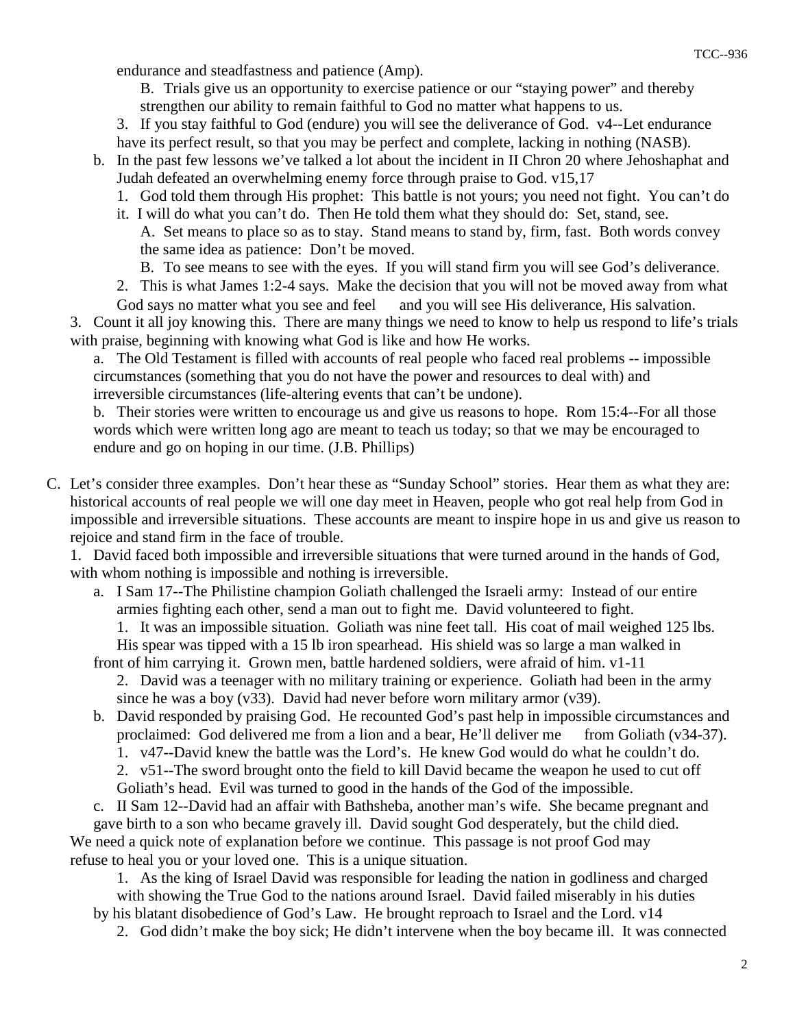endurance and steadfastness and patience (Amp).

B. Trials give us an opportunity to exercise patience or our "staying power" and thereby strengthen our ability to remain faithful to God no matter what happens to us.

3. If you stay faithful to God (endure) you will see the deliverance of God. v4--Let endurance have its perfect result, so that you may be perfect and complete, lacking in nothing (NASB).

b. In the past few lessons we've talked a lot about the incident in II Chron 20 where Jehoshaphat and Judah defeated an overwhelming enemy force through praise to God. v15,17

1. God told them through His prophet: This battle is not yours; you need not fight. You can't do it. I will do what you can't do. Then He told them what they should do: Set, stand, see.

A. Set means to place so as to stay. Stand means to stand by, firm, fast. Both words convey the same idea as patience: Don't be moved.

B. To see means to see with the eyes. If you will stand firm you will see God's deliverance.

2. This is what James 1:2-4 says. Make the decision that you will not be moved away from what God says no matter what you see and feel and you will see His deliverance, His salvation.

3. Count it all joy knowing this. There are many things we need to know to help us respond to life's trials with praise, beginning with knowing what God is like and how He works.

a. The Old Testament is filled with accounts of real people who faced real problems -- impossible circumstances (something that you do not have the power and resources to deal with) and irreversible circumstances (life-altering events that can't be undone).

b. Their stories were written to encourage us and give us reasons to hope. Rom 15:4--For all those words which were written long ago are meant to teach us today; so that we may be encouraged to endure and go on hoping in our time. (J.B. Phillips)

C. Let's consider three examples. Don't hear these as "Sunday School" stories. Hear them as what they are: historical accounts of real people we will one day meet in Heaven, people who got real help from God in impossible and irreversible situations. These accounts are meant to inspire hope in us and give us reason to rejoice and stand firm in the face of trouble.

1. David faced both impossible and irreversible situations that were turned around in the hands of God, with whom nothing is impossible and nothing is irreversible.

a. I Sam 17--The Philistine champion Goliath challenged the Israeli army: Instead of our entire armies fighting each other, send a man out to fight me. David volunteered to fight.

1. It was an impossible situation. Goliath was nine feet tall. His coat of mail weighed 125 lbs. His spear was tipped with a 15 lb iron spearhead. His shield was so large a man walked in front of him carrying it. Grown men, battle hardened soldiers, were afraid of him. v1-11

2. David was a teenager with no military training or experience. Goliath had been in the army since he was a boy (v33). David had never before worn military armor (v39).

b. David responded by praising God. He recounted God's past help in impossible circumstances and proclaimed: God delivered me from a lion and a bear, He'll deliver me from Goliath (v34-37).

1. v47--David knew the battle was the Lord's. He knew God would do what he couldn't do.

2. v51--The sword brought onto the field to kill David became the weapon he used to cut off Goliath's head. Evil was turned to good in the hands of the God of the impossible.

c. II Sam 12--David had an affair with Bathsheba, another man's wife. She became pregnant and gave birth to a son who became gravely ill. David sought God desperately, but the child died.

We need a quick note of explanation before we continue. This passage is not proof God may refuse to heal you or your loved one. This is a unique situation.

1. As the king of Israel David was responsible for leading the nation in godliness and charged with showing the True God to the nations around Israel. David failed miserably in his duties by his blatant disobedience of God's Law. He brought reproach to Israel and the Lord. v14

2. God didn't make the boy sick; He didn't intervene when the boy became ill. It was connected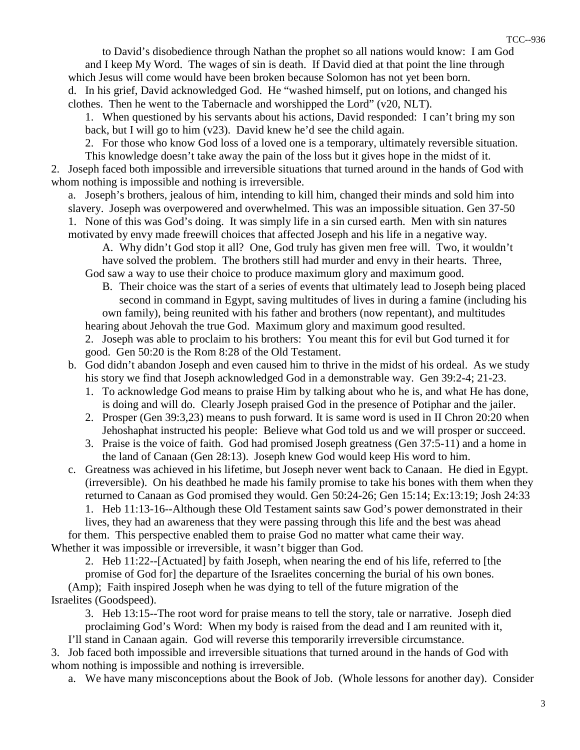to David's disobedience through Nathan the prophet so all nations would know: I am God and I keep My Word. The wages of sin is death. If David died at that point the line through which Jesus will come would have been broken because Solomon has not yet been born.

d. In his grief, David acknowledged God. He "washed himself, put on lotions, and changed his clothes. Then he went to the Tabernacle and worshipped the Lord" (v20, NLT).

1. When questioned by his servants about his actions, David responded: I can't bring my son back, but I will go to him (v23). David knew he'd see the child again.
2. For those who know God loss of a loved one is a temporary, ultimately reversible situation. This knowledge doesn't take away the pain of the loss but it gives hope in the midst of it.

2. Joseph faced both impossible and irreversible situations that turned around in the hands of God with whom nothing is impossible and nothing is irreversible.

a. Joseph's brothers, jealous of him, intending to kill him, changed their minds and sold him into slavery. Joseph was overpowered and overwhelmed. This was an impossible situation. Gen 37-50

1. None of this was God's doing. It was simply life in a sin cursed earth. Men with sin natures motivated by envy made freewill choices that affected Joseph and his life in a negative way.

A. Why didn't God stop it all? One, God truly has given men free will. Two, it wouldn't have solved the problem. The brothers still had murder and envy in their hearts. Three, God saw a way to use their choice to produce maximum glory and maximum good.

B. Their choice was the start of a series of events that ultimately lead to Joseph being placed second in command in Egypt, saving multitudes of lives in during a famine (including his own family), being reunited with his father and brothers (now repentant), and multitudes hearing about Jehovah the true God. Maximum glory and maximum good resulted.

2. Joseph was able to proclaim to his brothers: You meant this for evil but God turned it for good. Gen 50:20 is the Rom 8:28 of the Old Testament.

b. God didn't abandon Joseph and even caused him to thrive in the midst of his ordeal. As we study his story we find that Joseph acknowledged God in a demonstrable way. Gen 39:2-4; 21-23.

1. To acknowledge God means to praise Him by talking about who he is, and what He has done, is doing and will do. Clearly Joseph praised God in the presence of Potiphar and the jailer.
2. Prosper (Gen 39:3,23) means to push forward. It is same word is used in II Chron 20:20 when Jehoshaphat instructed his people: Believe what God told us and we will prosper or succeed.
3. Praise is the voice of faith. God had promised Joseph greatness (Gen 37:5-11) and a home in the land of Canaan (Gen 28:13). Joseph knew God would keep His word to him.

c. Greatness was achieved in his lifetime, but Joseph never went back to Canaan. He died in Egypt. (irreversible). On his deathbed he made his family promise to take his bones with them when they returned to Canaan as God promised they would. Gen 50:24-26; Gen 15:14; Ex:13:19; Josh 24:33

1. Heb 11:13-16--Although these Old Testament saints saw God's power demonstrated in their lives, they had an awareness that they were passing through this life and the best was ahead for them. This perspective enabled them to praise God no matter what came their way. Whether it was impossible or irreversible, it wasn't bigger than God.
2. Heb 11:22--[Actuated] by faith Joseph, when nearing the end of his life, referred to [the promise of God for] the departure of the Israelites concerning the burial of his own bones. (Amp); Faith inspired Joseph when he was dying to tell of the future migration of the Israelites (Goodspeed).
3. Heb 13:15--The root word for praise means to tell the story, tale or narrative. Joseph died proclaiming God's Word: When my body is raised from the dead and I am reunited with it, I'll stand in Canaan again. God will reverse this temporarily irreversible circumstance.

3. Job faced both impossible and irreversible situations that turned around in the hands of God with whom nothing is impossible and nothing is irreversible.

a. We have many misconceptions about the Book of Job. (Whole lessons for another day). Consider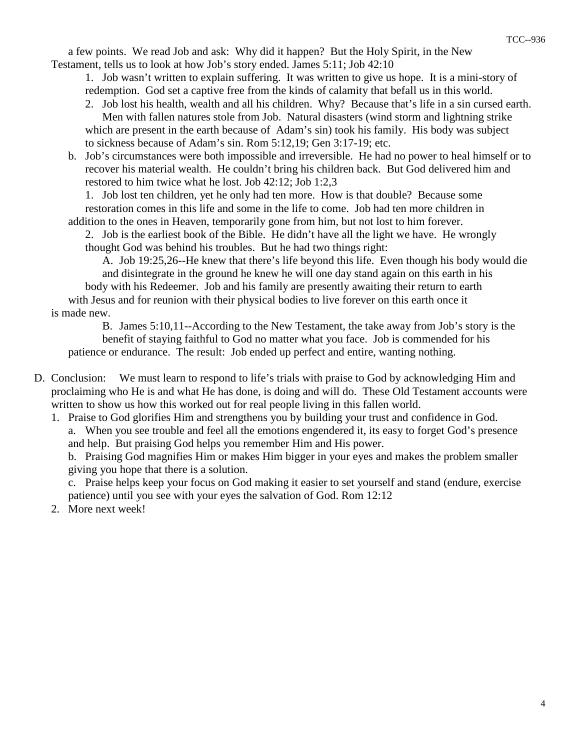a few points. We read Job and ask: Why did it happen? But the Holy Spirit, in the New Testament, tells us to look at how Job's story ended. James 5:11; Job 42:10

1. Job wasn't written to explain suffering. It was written to give us hope. It is a mini-story of redemption. God set a captive free from the kinds of calamity that befall us in this world.
2. Job lost his health, wealth and all his children. Why? Because that's life in a sin cursed earth. Men with fallen natures stole from Job. Natural disasters (wind storm and lightning strike which are present in the earth because of Adam's sin) took his family. His body was subject to sickness because of Adam's sin. Rom 5:12,19; Gen 3:17-19; etc.

b. Job's circumstances were both impossible and irreversible. He had no power to heal himself or to recover his material wealth. He couldn't bring his children back. But God delivered him and restored to him twice what he lost. Job 42:12; Job 1:2,3

1. Job lost ten children, yet he only had ten more. How is that double? Because some restoration comes in this life and some in the life to come. Job had ten more children in addition to the ones in Heaven, temporarily gone from him, but not lost to him forever.
2. Job is the earliest book of the Bible. He didn't have all the light we have. He wrongly thought God was behind his troubles. But he had two things right:

A. Job 19:25,26--He knew that there's life beyond this life. Even though his body would die and disintegrate in the ground he knew he will one day stand again on this earth in his body with his Redeemer. Job and his family are presently awaiting their return to earth with Jesus and for reunion with their physical bodies to live forever on this earth once it is made new.

B. James 5:10,11--According to the New Testament, the take away from Job's story is the benefit of staying faithful to God no matter what you face. Job is commended for his patience or endurance. The result: Job ended up perfect and entire, wanting nothing.

D. Conclusion: We must learn to respond to life's trials with praise to God by acknowledging Him and proclaiming who He is and what He has done, is doing and will do. These Old Testament accounts were written to show us how this worked out for real people living in this fallen world.

1. Praise to God glorifies Him and strengthens you by building your trust and confidence in God.

   a. When you see trouble and feel all the emotions engendered it, its easy to forget God's presence and help. But praising God helps you remember Him and His power.

   b. Praising God magnifies Him or makes Him bigger in your eyes and makes the problem smaller giving you hope that there is a solution.

   c. Praise helps keep your focus on God making it easier to set yourself and stand (endure, exercise patience) until you see with your eyes the salvation of God. Rom 12:12

2. More next week!